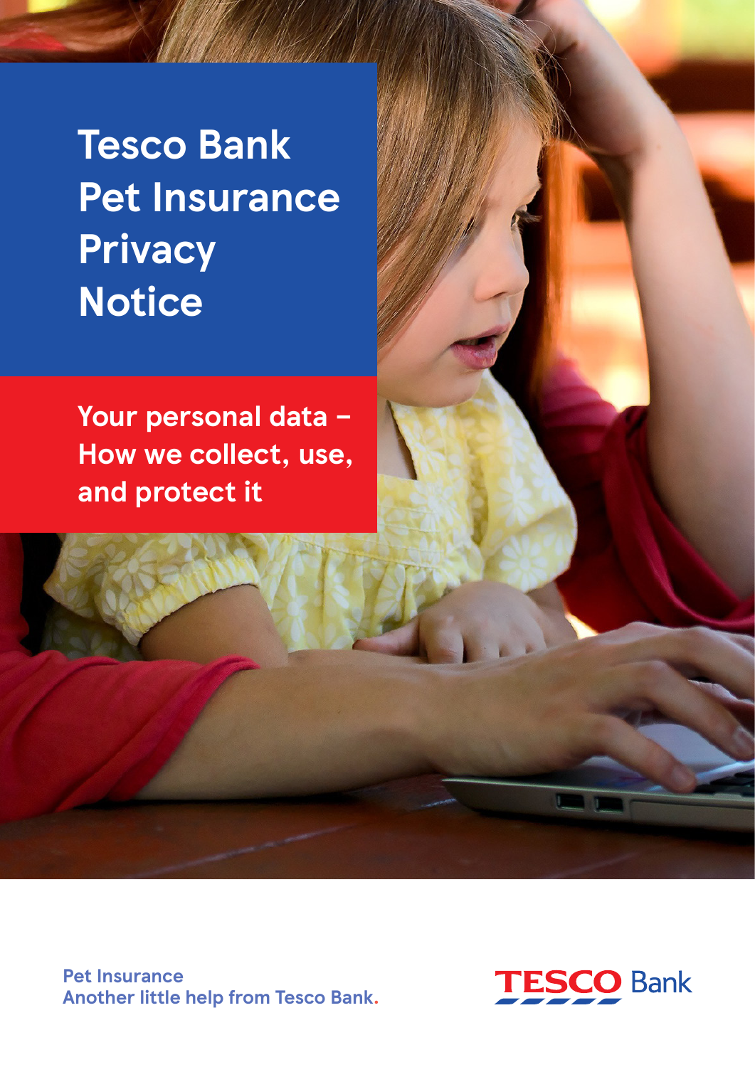# Tesco Bank Pet Insurance Privacy Notice

## Your personal data – How we collect, use, and protect it

Pet Insurance
Another little help from Tesco Bank.

TESCO Bank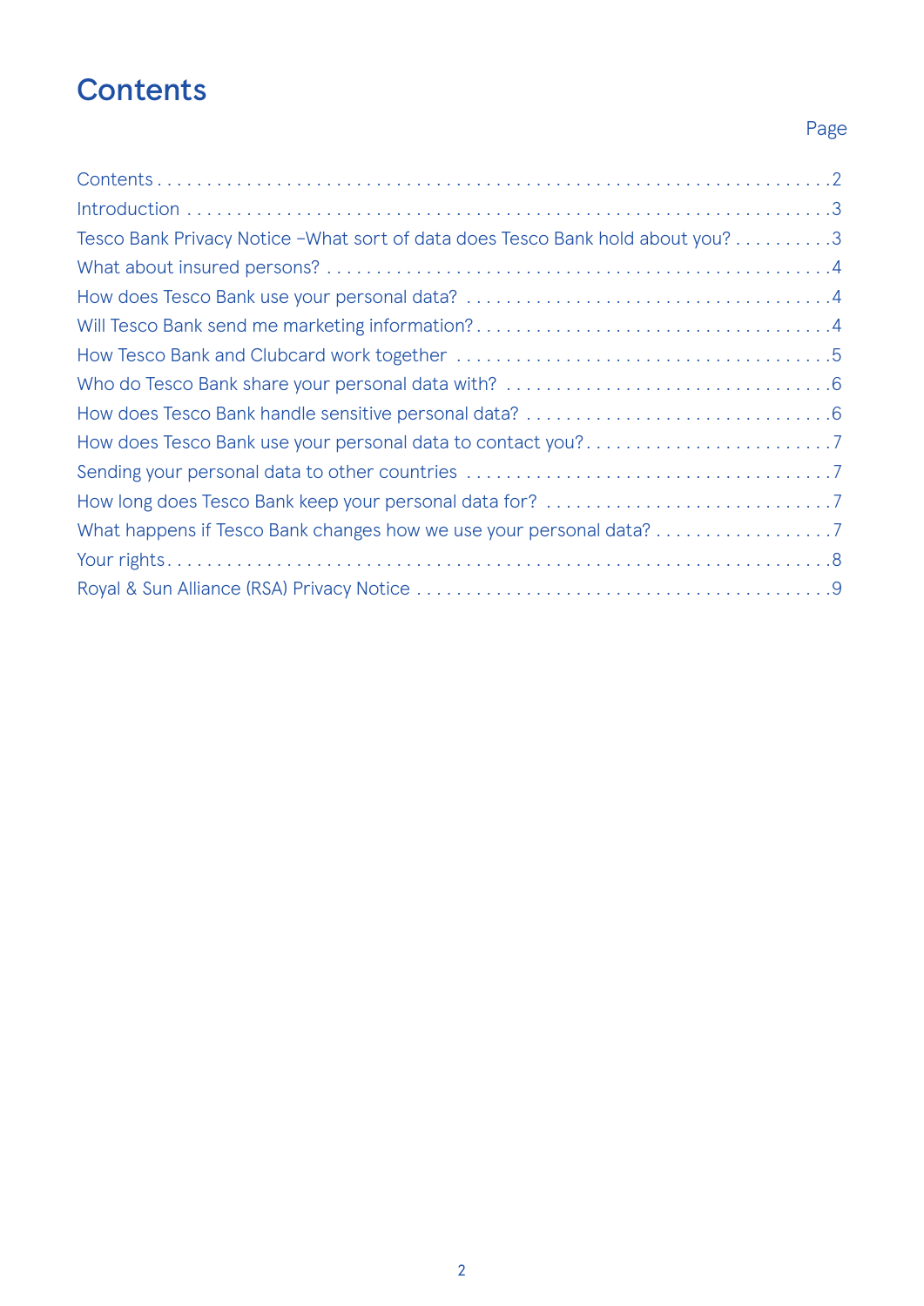# Contents

| | Page |
|---|---|
| Contents | 2 |
| Introduction | 3 |
| Tesco Bank Privacy Notice –What sort of data does Tesco Bank hold about you? | 3 |
| What about insured persons? | 4 |
| How does Tesco Bank use your personal data? | 4 |
| Will Tesco Bank send me marketing information? | 4 |
| How Tesco Bank and Clubcard work together | 5 |
| Who do Tesco Bank share your personal data with? | 6 |
| How does Tesco Bank handle sensitive personal data? | 6 |
| How does Tesco Bank use your personal data to contact you? | 7 |
| Sending your personal data to other countries | 7 |
| How long does Tesco Bank keep your personal data for? | 7 |
| What happens if Tesco Bank changes how we use your personal data? | 7 |
| Your rights | 8 |
| Royal & Sun Alliance (RSA) Privacy Notice | 9 |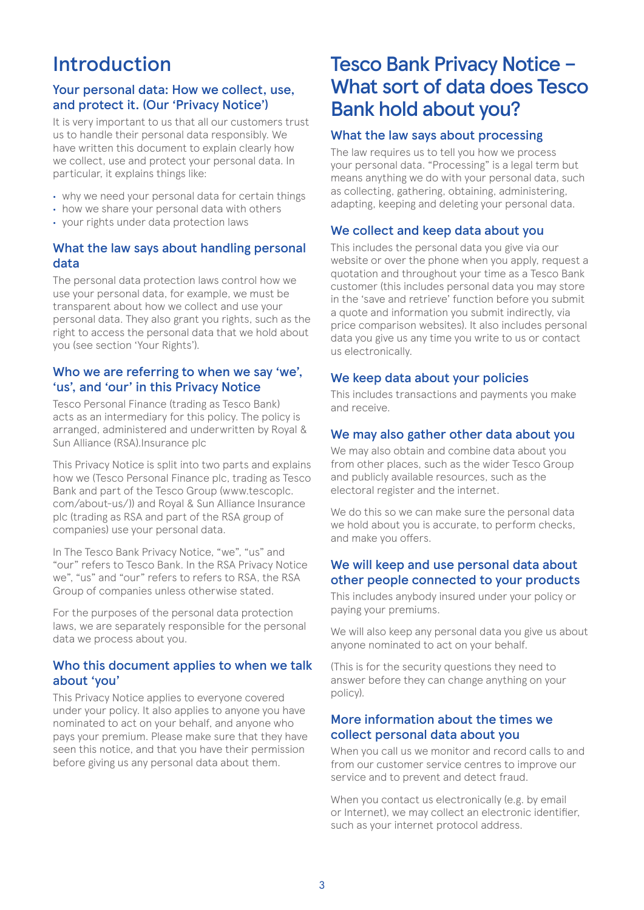# Introduction

## Your personal data: How we collect, use, and protect it. (Our 'Privacy Notice')

It is very important to us that all our customers trust us to handle their personal data responsibly. We have written this document to explain clearly how we collect, use and protect your personal data. In particular, it explains things like:

- why we need your personal data for certain things
- how we share your personal data with others
- your rights under data protection laws

## What the law says about handling personal data

The personal data protection laws control how we use your personal data, for example, we must be transparent about how we collect and use your personal data. They also grant you rights, such as the right to access the personal data that we hold about you (see section 'Your Rights').

## Who we are referring to when we say 'we', 'us', and 'our' in this Privacy Notice

Tesco Personal Finance (trading as Tesco Bank) acts as an intermediary for this policy. The policy is arranged, administered and underwritten by Royal & Sun Alliance (RSA).Insurance plc

This Privacy Notice is split into two parts and explains how we (Tesco Personal Finance plc, trading as Tesco Bank and part of the Tesco Group (www.tescoplc.com/about-us/)) and Royal & Sun Alliance Insurance plc (trading as RSA and part of the RSA group of companies) use your personal data.

In The Tesco Bank Privacy Notice, "we", "us" and "our" refers to Tesco Bank. In the RSA Privacy Notice we", "us" and "our" refers to refers to RSA, the RSA Group of companies unless otherwise stated.

For the purposes of the personal data protection laws, we are separately responsible for the personal data we process about you.

## Who this document applies to when we talk about 'you'

This Privacy Notice applies to everyone covered under your policy. It also applies to anyone you have nominated to act on your behalf, and anyone who pays your premium. Please make sure that they have seen this notice, and that you have their permission before giving us any personal data about them.

# Tesco Bank Privacy Notice – What sort of data does Tesco Bank hold about you?

## What the law says about processing

The law requires us to tell you how we process your personal data. "Processing" is a legal term but means anything we do with your personal data, such as collecting, gathering, obtaining, administering, adapting, keeping and deleting your personal data.

## We collect and keep data about you

This includes the personal data you give via our website or over the phone when you apply, request a quotation and throughout your time as a Tesco Bank customer (this includes personal data you may store in the 'save and retrieve' function before you submit a quote and information you submit indirectly, via price comparison websites). It also includes personal data you give us any time you write to us or contact us electronically.

## We keep data about your policies

This includes transactions and payments you make and receive.

## We may also gather other data about you

We may also obtain and combine data about you from other places, such as the wider Tesco Group and publicly available resources, such as the electoral register and the internet.

We do this so we can make sure the personal data we hold about you is accurate, to perform checks, and make you offers.

## We will keep and use personal data about other people connected to your products

This includes anybody insured under your policy or paying your premiums.

We will also keep any personal data you give us about anyone nominated to act on your behalf.

(This is for the security questions they need to answer before they can change anything on your policy).

## More information about the times we collect personal data about you

When you call us we monitor and record calls to and from our customer service centres to improve our service and to prevent and detect fraud.

When you contact us electronically (e.g. by email or Internet), we may collect an electronic identifier, such as your internet protocol address.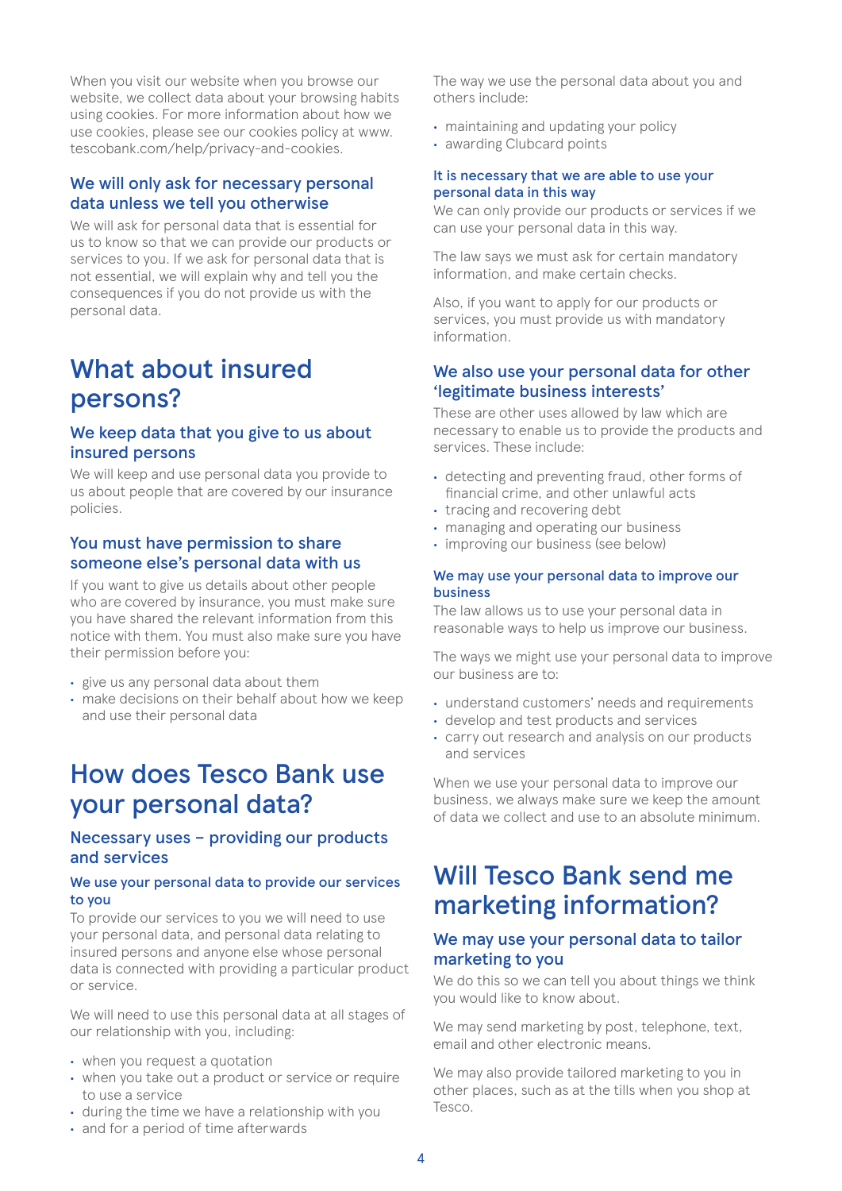When you visit our website when you browse our website, we collect data about your browsing habits using cookies. For more information about how we use cookies, please see our cookies policy at www.tescobank.com/help/privacy-and-cookies.

### We will only ask for necessary personal data unless we tell you otherwise

We will ask for personal data that is essential for us to know so that we can provide our products or services to you. If we ask for personal data that is not essential, we will explain why and tell you the consequences if you do not provide us with the personal data.

## What about insured persons?

### We keep data that you give to us about insured persons

We will keep and use personal data you provide to us about people that are covered by our insurance policies.

### You must have permission to share someone else's personal data with us

If you want to give us details about other people who are covered by insurance, you must make sure you have shared the relevant information from this notice with them. You must also make sure you have their permission before you:

- give us any personal data about them
- make decisions on their behalf about how we keep and use their personal data

## How does Tesco Bank use your personal data?

### Necessary uses – providing our products and services

#### We use your personal data to provide our services to you

To provide our services to you we will need to use your personal data, and personal data relating to insured persons and anyone else whose personal data is connected with providing a particular product or service.

We will need to use this personal data at all stages of our relationship with you, including:

- when you request a quotation
- when you take out a product or service or require to use a service
- during the time we have a relationship with you
- and for a period of time afterwards

The way we use the personal data about you and others include:

- maintaining and updating your policy
- awarding Clubcard points

#### It is necessary that we are able to use your personal data in this way

We can only provide our products or services if we can use your personal data in this way.

The law says we must ask for certain mandatory information, and make certain checks.

Also, if you want to apply for our products or services, you must provide us with mandatory information.

### We also use your personal data for other 'legitimate business interests'

These are other uses allowed by law which are necessary to enable us to provide the products and services. These include:

- detecting and preventing fraud, other forms of financial crime, and other unlawful acts
- tracing and recovering debt
- managing and operating our business
- improving our business (see below)

#### We may use your personal data to improve our business

The law allows us to use your personal data in reasonable ways to help us improve our business.

The ways we might use your personal data to improve our business are to:

- understand customers' needs and requirements
- develop and test products and services
- carry out research and analysis on our products and services

When we use your personal data to improve our business, we always make sure we keep the amount of data we collect and use to an absolute minimum.

## Will Tesco Bank send me marketing information?

### We may use your personal data to tailor marketing to you

We do this so we can tell you about things we think you would like to know about.

We may send marketing by post, telephone, text, email and other electronic means.

We may also provide tailored marketing to you in other places, such as at the tills when you shop at Tesco.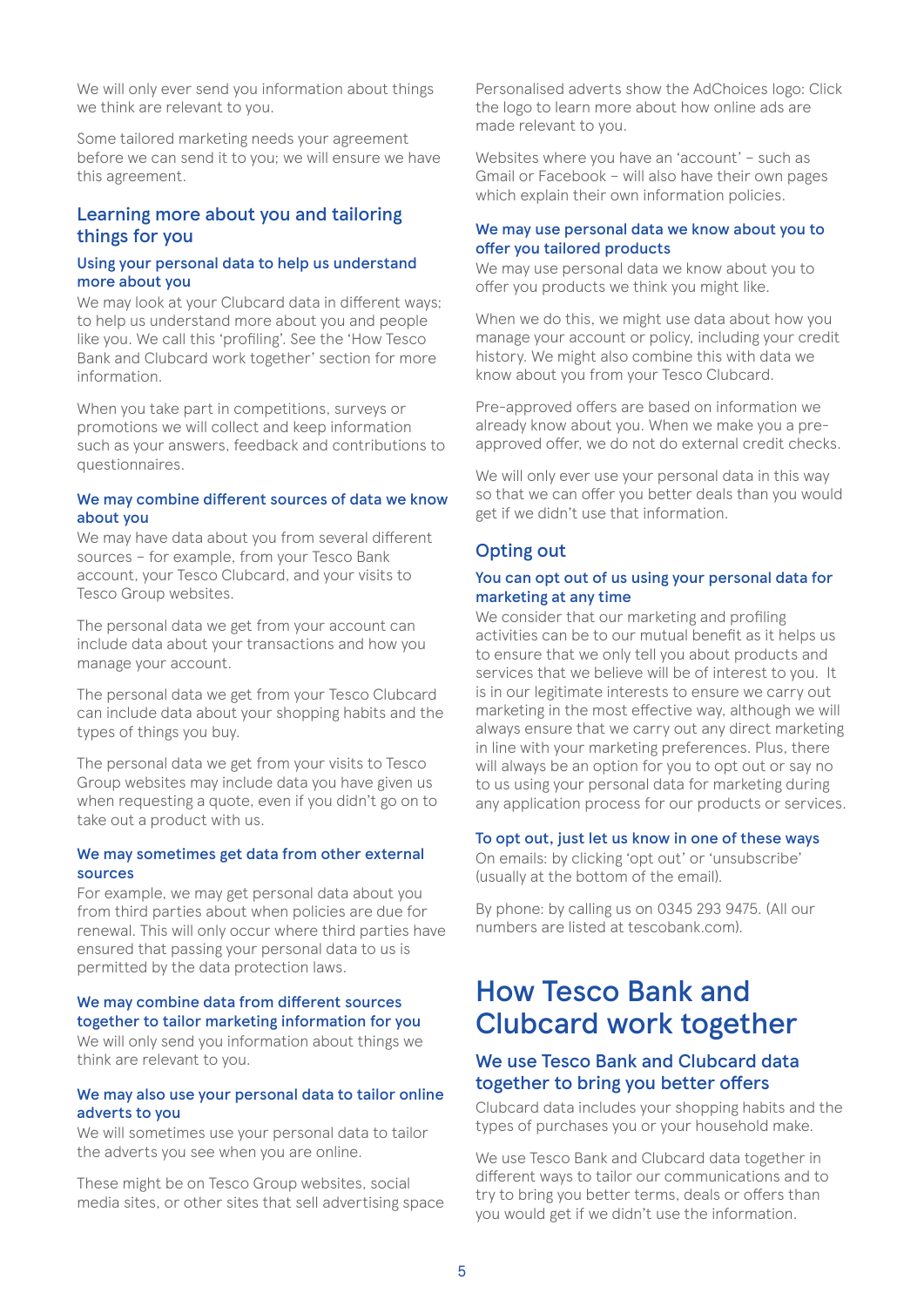We will only ever send you information about things we think are relevant to you.

Some tailored marketing needs your agreement before we can send it to you; we will ensure we have this agreement.

## Learning more about you and tailoring things for you

### Using your personal data to help us understand more about you

We may look at your Clubcard data in different ways; to help us understand more about you and people like you. We call this 'profiling'. See the 'How Tesco Bank and Clubcard work together' section for more information.

When you take part in competitions, surveys or promotions we will collect and keep information such as your answers, feedback and contributions to questionnaires.

### We may combine different sources of data we know about you

We may have data about you from several different sources – for example, from your Tesco Bank account, your Tesco Clubcard, and your visits to Tesco Group websites.

The personal data we get from your account can include data about your transactions and how you manage your account.

The personal data we get from your Tesco Clubcard can include data about your shopping habits and the types of things you buy.

The personal data we get from your visits to Tesco Group websites may include data you have given us when requesting a quote, even if you didn't go on to take out a product with us.

### We may sometimes get data from other external sources

For example, we may get personal data about you from third parties about when policies are due for renewal. This will only occur where third parties have ensured that passing your personal data to us is permitted by the data protection laws.

### We may combine data from different sources together to tailor marketing information for you

We will only send you information about things we think are relevant to you.

### We may also use your personal data to tailor online adverts to you

We will sometimes use your personal data to tailor the adverts you see when you are online.

These might be on Tesco Group websites, social media sites, or other sites that sell advertising space

Personalised adverts show the AdChoices logo: Click the logo to learn more about how online ads are made relevant to you.

Websites where you have an 'account' – such as Gmail or Facebook – will also have their own pages which explain their own information policies.

### We may use personal data we know about you to offer you tailored products

We may use personal data we know about you to offer you products we think you might like.

When we do this, we might use data about how you manage your account or policy, including your credit history. We might also combine this with data we know about you from your Tesco Clubcard.

Pre-approved offers are based on information we already know about you. When we make you a pre-approved offer, we do not do external credit checks.

We will only ever use your personal data in this way so that we can offer you better deals than you would get if we didn't use that information.

## Opting out

### You can opt out of us using your personal data for marketing at any time

We consider that our marketing and profiling activities can be to our mutual benefit as it helps us to ensure that we only tell you about products and services that we believe will be of interest to you. It is in our legitimate interests to ensure we carry out marketing in the most effective way, although we will always ensure that we carry out any direct marketing in line with your marketing preferences. Plus, there will always be an option for you to opt out or say no to us using your personal data for marketing during any application process for our products or services.

### To opt out, just let us know in one of these ways

On emails: by clicking 'opt out' or 'unsubscribe' (usually at the bottom of the email).

By phone: by calling us on 0345 293 9475. (All our numbers are listed at tescobank.com).

# How Tesco Bank and Clubcard work together

## We use Tesco Bank and Clubcard data together to bring you better offers

Clubcard data includes your shopping habits and the types of purchases you or your household make.

We use Tesco Bank and Clubcard data together in different ways to tailor our communications and to try to bring you better terms, deals or offers than you would get if we didn't use the information.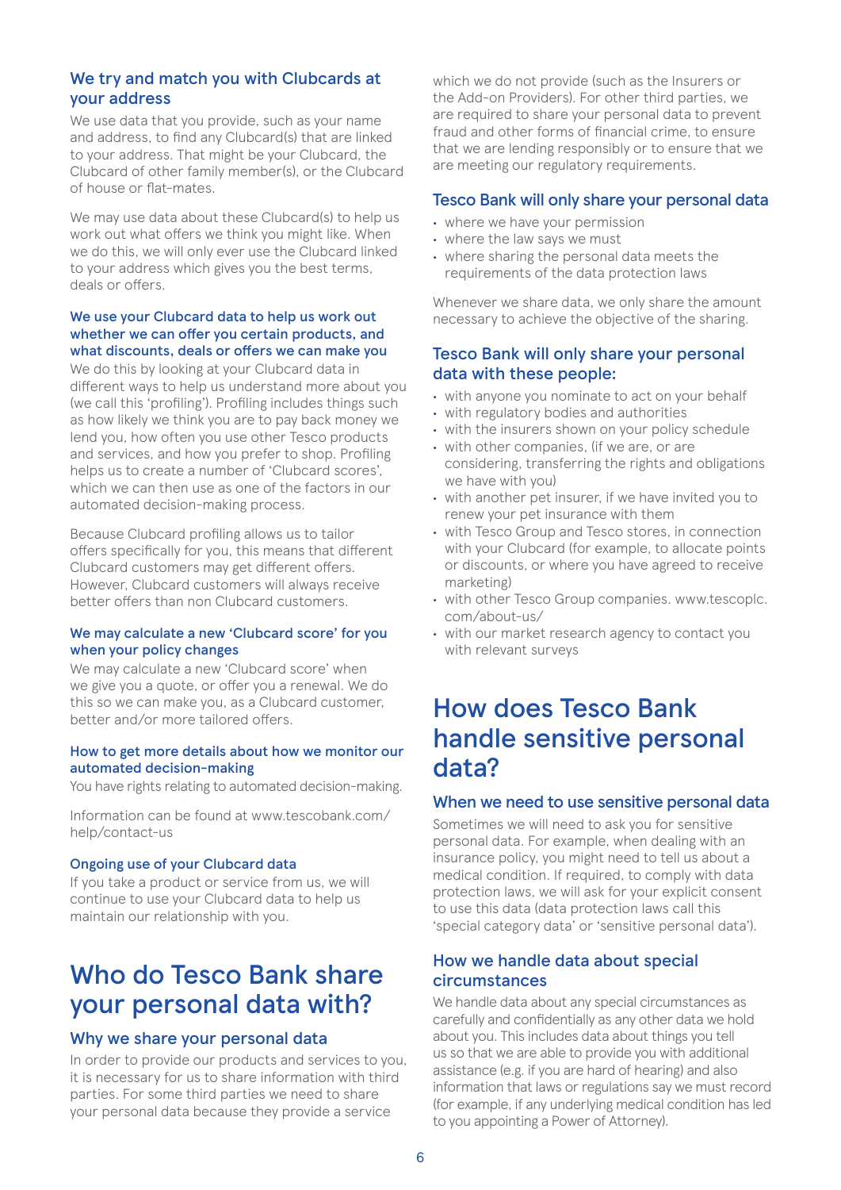### We try and match you with Clubcards at your address

We use data that you provide, such as your name and address, to find any Clubcard(s) that are linked to your address. That might be your Clubcard, the Clubcard of other family member(s), or the Clubcard of house or flat-mates.

We may use data about these Clubcard(s) to help us work out what offers we think you might like. When we do this, we will only ever use the Clubcard linked to your address which gives you the best terms, deals or offers.

#### We use your Clubcard data to help us work out whether we can offer you certain products, and what discounts, deals or offers we can make you

We do this by looking at your Clubcard data in different ways to help us understand more about you (we call this 'profiling'). Profiling includes things such as how likely we think you are to pay back money we lend you, how often you use other Tesco products and services, and how you prefer to shop. Profiling helps us to create a number of 'Clubcard scores', which we can then use as one of the factors in our automated decision-making process.

Because Clubcard profiling allows us to tailor offers specifically for you, this means that different Clubcard customers may get different offers. However, Clubcard customers will always receive better offers than non Clubcard customers.

#### We may calculate a new 'Clubcard score' for you when your policy changes

We may calculate a new 'Clubcard score' when we give you a quote, or offer you a renewal. We do this so we can make you, as a Clubcard customer, better and/or more tailored offers.

#### How to get more details about how we monitor our automated decision-making

You have rights relating to automated decision-making.

Information can be found at www.tescobank.com/help/contact-us

#### Ongoing use of your Clubcard data

If you take a product or service from us, we will continue to use your Clubcard data to help us maintain our relationship with you.

## Who do Tesco Bank share your personal data with?

### Why we share your personal data

In order to provide our products and services to you, it is necessary for us to share information with third parties. For some third parties we need to share your personal data because they provide a service which we do not provide (such as the Insurers or the Add-on Providers). For other third parties, we are required to share your personal data to prevent fraud and other forms of financial crime, to ensure that we are lending responsibly or to ensure that we are meeting our regulatory requirements.

### Tesco Bank will only share your personal data

- where we have your permission
- where the law says we must
- where sharing the personal data meets the requirements of the data protection laws

Whenever we share data, we only share the amount necessary to achieve the objective of the sharing.

### Tesco Bank will only share your personal data with these people:

- with anyone you nominate to act on your behalf
- with regulatory bodies and authorities
- with the insurers shown on your policy schedule
- with other companies, (if we are, or are considering, transferring the rights and obligations we have with you)
- with another pet insurer, if we have invited you to renew your pet insurance with them
- with Tesco Group and Tesco stores, in connection with your Clubcard (for example, to allocate points or discounts, or where you have agreed to receive marketing)
- with other Tesco Group companies. www.tescoplc.com/about-us/
- with our market research agency to contact you with relevant surveys

## How does Tesco Bank handle sensitive personal data?

### When we need to use sensitive personal data

Sometimes we will need to ask you for sensitive personal data. For example, when dealing with an insurance policy, you might need to tell us about a medical condition. If required, to comply with data protection laws, we will ask for your explicit consent to use this data (data protection laws call this 'special category data' or 'sensitive personal data').

### How we handle data about special circumstances

We handle data about any special circumstances as carefully and confidentially as any other data we hold about you. This includes data about things you tell us so that we are able to provide you with additional assistance (e.g. if you are hard of hearing) and also information that laws or regulations say we must record (for example, if any underlying medical condition has led to you appointing a Power of Attorney).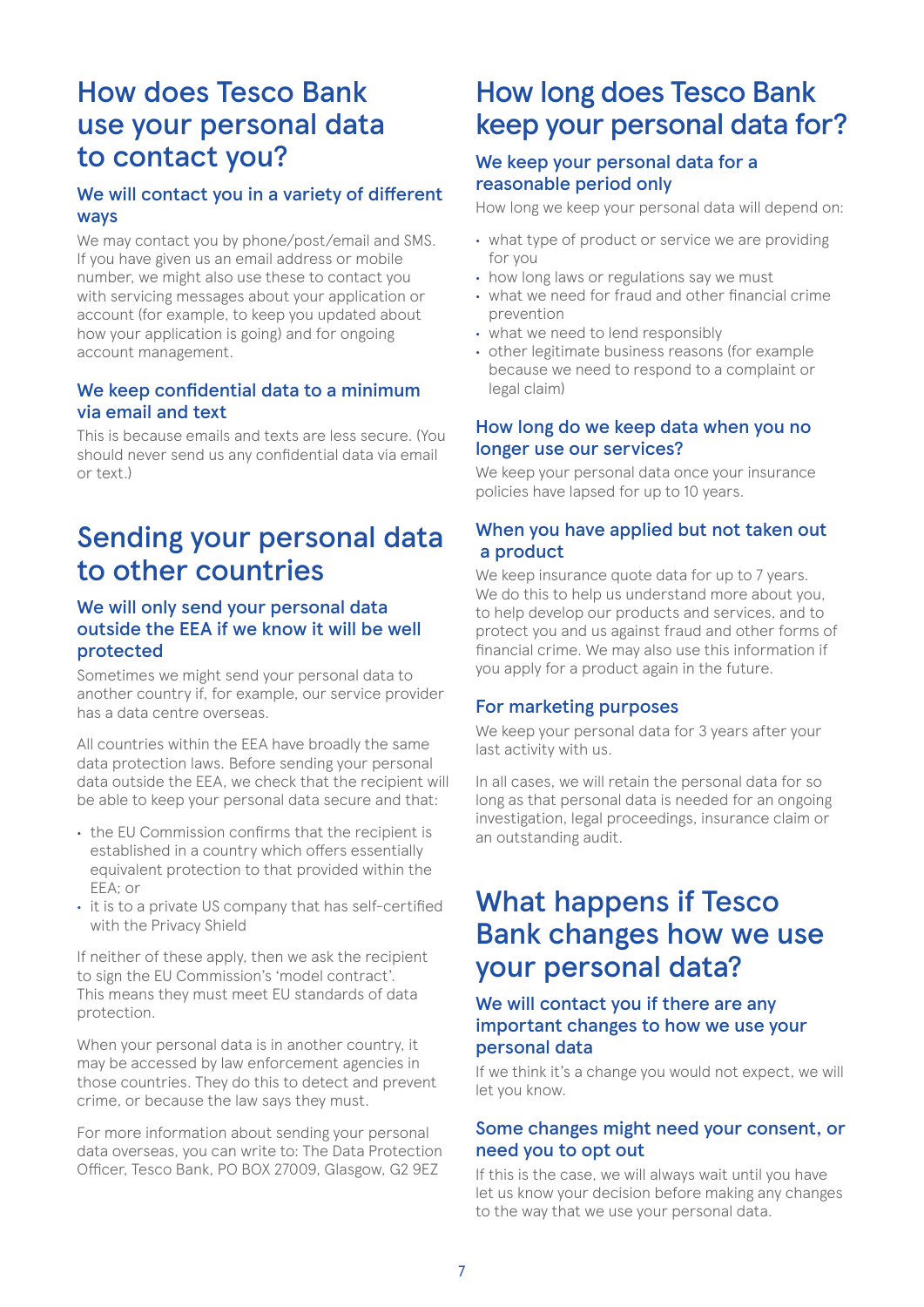# How does Tesco Bank use your personal data to contact you?

## We will contact you in a variety of different ways

We may contact you by phone/post/email and SMS. If you have given us an email address or mobile number, we might also use these to contact you with servicing messages about your application or account (for example, to keep you updated about how your application is going) and for ongoing account management.

## We keep confidential data to a minimum via email and text

This is because emails and texts are less secure. (You should never send us any confidential data via email or text.)

# Sending your personal data to other countries

## We will only send your personal data outside the EEA if we know it will be well protected

Sometimes we might send your personal data to another country if, for example, our service provider has a data centre overseas.

All countries within the EEA have broadly the same data protection laws. Before sending your personal data outside the EEA, we check that the recipient will be able to keep your personal data secure and that:

- the EU Commission confirms that the recipient is established in a country which offers essentially equivalent protection to that provided within the EEA; or
- it is to a private US company that has self-certified with the Privacy Shield

If neither of these apply, then we ask the recipient to sign the EU Commission's 'model contract'. This means they must meet EU standards of data protection.

When your personal data is in another country, it may be accessed by law enforcement agencies in those countries. They do this to detect and prevent crime, or because the law says they must.

For more information about sending your personal data overseas, you can write to: The Data Protection Officer, Tesco Bank, PO BOX 27009, Glasgow, G2 9EZ

# How long does Tesco Bank keep your personal data for?

## We keep your personal data for a reasonable period only

How long we keep your personal data will depend on:

- what type of product or service we are providing for you
- how long laws or regulations say we must
- what we need for fraud and other financial crime prevention
- what we need to lend responsibly
- other legitimate business reasons (for example because we need to respond to a complaint or legal claim)

## How long do we keep data when you no longer use our services?

We keep your personal data once your insurance policies have lapsed for up to 10 years.

## When you have applied but not taken out a product

We keep insurance quote data for up to 7 years. We do this to help us understand more about you, to help develop our products and services, and to protect you and us against fraud and other forms of financial crime. We may also use this information if you apply for a product again in the future.

## For marketing purposes

We keep your personal data for 3 years after your last activity with us.

In all cases, we will retain the personal data for so long as that personal data is needed for an ongoing investigation, legal proceedings, insurance claim or an outstanding audit.

# What happens if Tesco Bank changes how we use your personal data?

## We will contact you if there are any important changes to how we use your personal data

If we think it's a change you would not expect, we will let you know.

## Some changes might need your consent, or need you to opt out

If this is the case, we will always wait until you have let us know your decision before making any changes to the way that we use your personal data.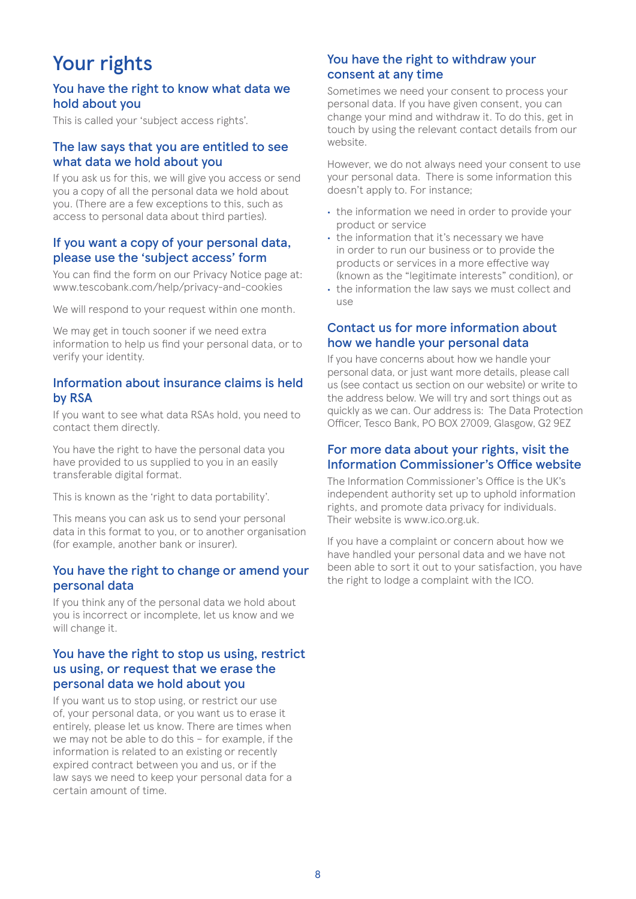# Your rights

## You have the right to know what data we hold about you

This is called your 'subject access rights'.

## The law says that you are entitled to see what data we hold about you

If you ask us for this, we will give you access or send you a copy of all the personal data we hold about you. (There are a few exceptions to this, such as access to personal data about third parties).

## If you want a copy of your personal data, please use the 'subject access' form

You can find the form on our Privacy Notice page at: www.tescobank.com/help/privacy-and-cookies

We will respond to your request within one month.

We may get in touch sooner if we need extra information to help us find your personal data, or to verify your identity.

## Information about insurance claims is held by RSA

If you want to see what data RSAs hold, you need to contact them directly.

You have the right to have the personal data you have provided to us supplied to you in an easily transferable digital format.

This is known as the 'right to data portability'.

This means you can ask us to send your personal data in this format to you, or to another organisation (for example, another bank or insurer).

## You have the right to change or amend your personal data

If you think any of the personal data we hold about you is incorrect or incomplete, let us know and we will change it.

## You have the right to stop us using, restrict us using, or request that we erase the personal data we hold about you

If you want us to stop using, or restrict our use of, your personal data, or you want us to erase it entirely, please let us know. There are times when we may not be able to do this – for example, if the information is related to an existing or recently expired contract between you and us, or if the law says we need to keep your personal data for a certain amount of time.

## You have the right to withdraw your consent at any time

Sometimes we need your consent to process your personal data. If you have given consent, you can change your mind and withdraw it. To do this, get in touch by using the relevant contact details from our website.

However, we do not always need your consent to use your personal data. There is some information this doesn't apply to. For instance;

- the information we need in order to provide your product or service
- the information that it's necessary we have in order to run our business or to provide the products or services in a more effective way (known as the "legitimate interests" condition), or
- the information the law says we must collect and use

## Contact us for more information about how we handle your personal data

If you have concerns about how we handle your personal data, or just want more details, please call us (see contact us section on our website) or write to the address below. We will try and sort things out as quickly as we can. Our address is: The Data Protection Officer, Tesco Bank, PO BOX 27009, Glasgow, G2 9EZ

## For more data about your rights, visit the Information Commissioner's Office website

The Information Commissioner's Office is the UK's independent authority set up to uphold information rights, and promote data privacy for individuals. Their website is www.ico.org.uk.

If you have a complaint or concern about how we have handled your personal data and we have not been able to sort it out to your satisfaction, you have the right to lodge a complaint with the ICO.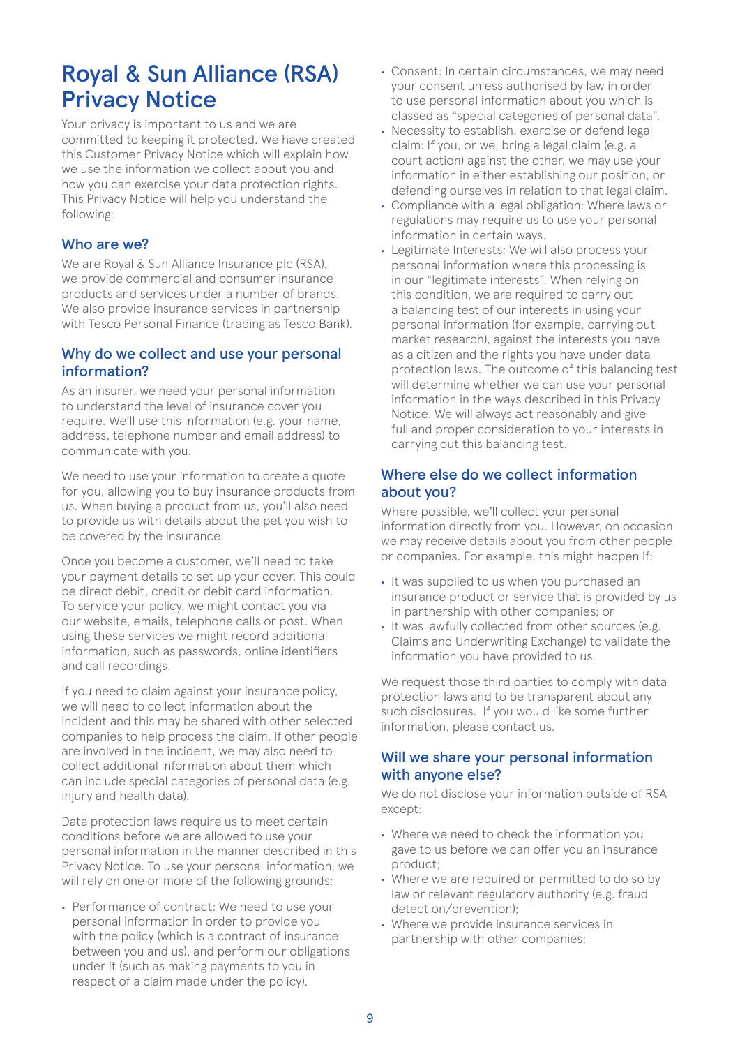# Royal & Sun Alliance (RSA) Privacy Notice

Your privacy is important to us and we are committed to keeping it protected. We have created this Customer Privacy Notice which will explain how we use the information we collect about you and how you can exercise your data protection rights. This Privacy Notice will help you understand the following:

## Who are we?

We are Royal & Sun Alliance Insurance plc (RSA), we provide commercial and consumer insurance products and services under a number of brands. We also provide insurance services in partnership with Tesco Personal Finance (trading as Tesco Bank).

## Why do we collect and use your personal information?

As an insurer, we need your personal information to understand the level of insurance cover you require. We'll use this information (e.g. your name, address, telephone number and email address) to communicate with you.

We need to use your information to create a quote for you, allowing you to buy insurance products from us. When buying a product from us, you'll also need to provide us with details about the pet you wish to be covered by the insurance.

Once you become a customer, we'll need to take your payment details to set up your cover. This could be direct debit, credit or debit card information. To service your policy, we might contact you via our website, emails, telephone calls or post. When using these services we might record additional information, such as passwords, online identifiers and call recordings.

If you need to claim against your insurance policy, we will need to collect information about the incident and this may be shared with other selected companies to help process the claim. If other people are involved in the incident, we may also need to collect additional information about them which can include special categories of personal data (e.g. injury and health data).

Data protection laws require us to meet certain conditions before we are allowed to use your personal information in the manner described in this Privacy Notice. To use your personal information, we will rely on one or more of the following grounds:

- Performance of contract: We need to use your personal information in order to provide you with the policy (which is a contract of insurance between you and us), and perform our obligations under it (such as making payments to you in respect of a claim made under the policy).
- Consent: In certain circumstances, we may need your consent unless authorised by law in order to use personal information about you which is classed as "special categories of personal data".
- Necessity to establish, exercise or defend legal claim: If you, or we, bring a legal claim (e.g. a court action) against the other, we may use your information in either establishing our position, or defending ourselves in relation to that legal claim.
- Compliance with a legal obligation: Where laws or regulations may require us to use your personal information in certain ways.
- Legitimate Interests: We will also process your personal information where this processing is in our "legitimate interests". When relying on this condition, we are required to carry out a balancing test of our interests in using your personal information (for example, carrying out market research), against the interests you have as a citizen and the rights you have under data protection laws. The outcome of this balancing test will determine whether we can use your personal information in the ways described in this Privacy Notice. We will always act reasonably and give full and proper consideration to your interests in carrying out this balancing test.

## Where else do we collect information about you?

Where possible, we'll collect your personal information directly from you. However, on occasion we may receive details about you from other people or companies. For example, this might happen if:

- It was supplied to us when you purchased an insurance product or service that is provided by us in partnership with other companies; or
- It was lawfully collected from other sources (e.g. Claims and Underwriting Exchange) to validate the information you have provided to us.

We request those third parties to comply with data protection laws and to be transparent about any such disclosures. If you would like some further information, please contact us.

## Will we share your personal information with anyone else?

We do not disclose your information outside of RSA except:

- Where we need to check the information you gave to us before we can offer you an insurance product;
- Where we are required or permitted to do so by law or relevant regulatory authority (e.g. fraud detection/prevention);
- Where we provide insurance services in partnership with other companies;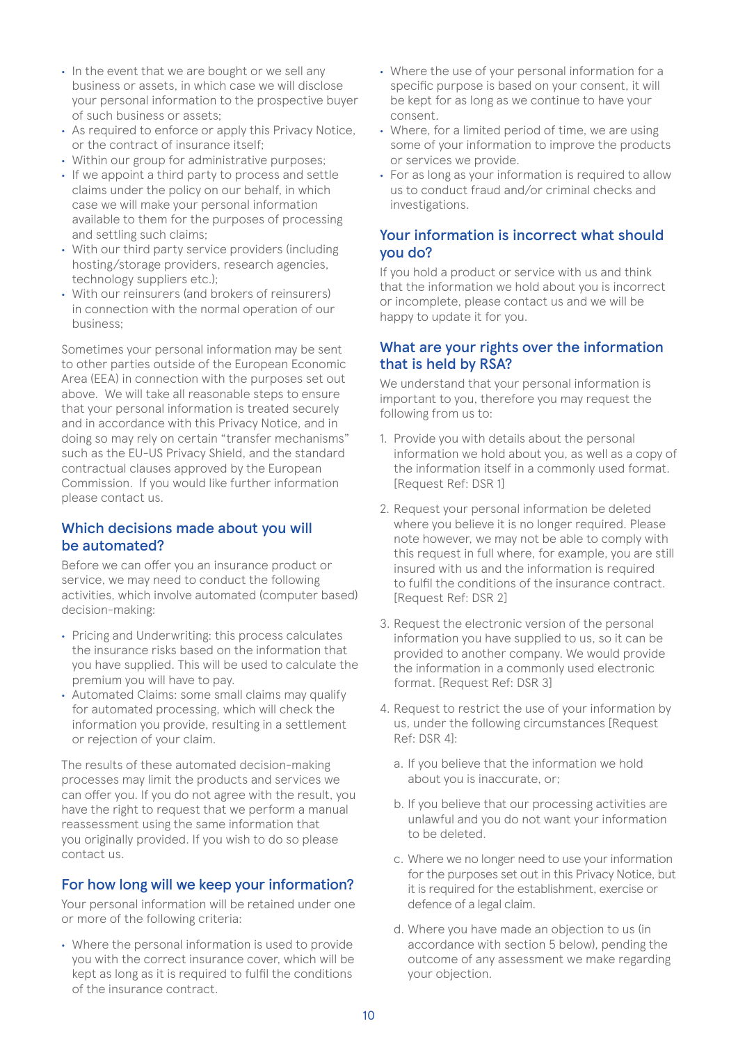- In the event that we are bought or we sell any business or assets, in which case we will disclose your personal information to the prospective buyer of such business or assets;
- As required to enforce or apply this Privacy Notice, or the contract of insurance itself;
- Within our group for administrative purposes;
- If we appoint a third party to process and settle claims under the policy on our behalf, in which case we will make your personal information available to them for the purposes of processing and settling such claims;
- With our third party service providers (including hosting/storage providers, research agencies, technology suppliers etc.);
- With our reinsurers (and brokers of reinsurers) in connection with the normal operation of our business;

Sometimes your personal information may be sent to other parties outside of the European Economic Area (EEA) in connection with the purposes set out above. We will take all reasonable steps to ensure that your personal information is treated securely and in accordance with this Privacy Notice, and in doing so may rely on certain "transfer mechanisms" such as the EU-US Privacy Shield, and the standard contractual clauses approved by the European Commission. If you would like further information please contact us.

## Which decisions made about you will be automated?

Before we can offer you an insurance product or service, we may need to conduct the following activities, which involve automated (computer based) decision-making:

- Pricing and Underwriting: this process calculates the insurance risks based on the information that you have supplied. This will be used to calculate the premium you will have to pay.
- Automated Claims: some small claims may qualify for automated processing, which will check the information you provide, resulting in a settlement or rejection of your claim.

The results of these automated decision-making processes may limit the products and services we can offer you. If you do not agree with the result, you have the right to request that we perform a manual reassessment using the same information that you originally provided. If you wish to do so please contact us.

## For how long will we keep your information?

Your personal information will be retained under one or more of the following criteria:

- Where the personal information is used to provide you with the correct insurance cover, which will be kept as long as it is required to fulfil the conditions of the insurance contract.
- Where the use of your personal information for a specific purpose is based on your consent, it will be kept for as long as we continue to have your consent.
- Where, for a limited period of time, we are using some of your information to improve the products or services we provide.
- For as long as your information is required to allow us to conduct fraud and/or criminal checks and investigations.

## Your information is incorrect what should you do?

If you hold a product or service with us and think that the information we hold about you is incorrect or incomplete, please contact us and we will be happy to update it for you.

## What are your rights over the information that is held by RSA?

We understand that your personal information is important to you, therefore you may request the following from us to:

1. Provide you with details about the personal information we hold about you, as well as a copy of the information itself in a commonly used format. [Request Ref: DSR 1]

2. Request your personal information be deleted where you believe it is no longer required. Please note however, we may not be able to comply with this request in full where, for example, you are still insured with us and the information is required to fulfil the conditions of the insurance contract. [Request Ref: DSR 2]

3. Request the electronic version of the personal information you have supplied to us, so it can be provided to another company. We would provide the information in a commonly used electronic format. [Request Ref: DSR 3]

4. Request to restrict the use of your information by us, under the following circumstances [Request Ref: DSR 4]:

   a. If you believe that the information we hold about you is inaccurate, or;

   b. If you believe that our processing activities are unlawful and you do not want your information to be deleted.

   c. Where we no longer need to use your information for the purposes set out in this Privacy Notice, but it is required for the establishment, exercise or defence of a legal claim.

   d. Where you have made an objection to us (in accordance with section 5 below), pending the outcome of any assessment we make regarding your objection.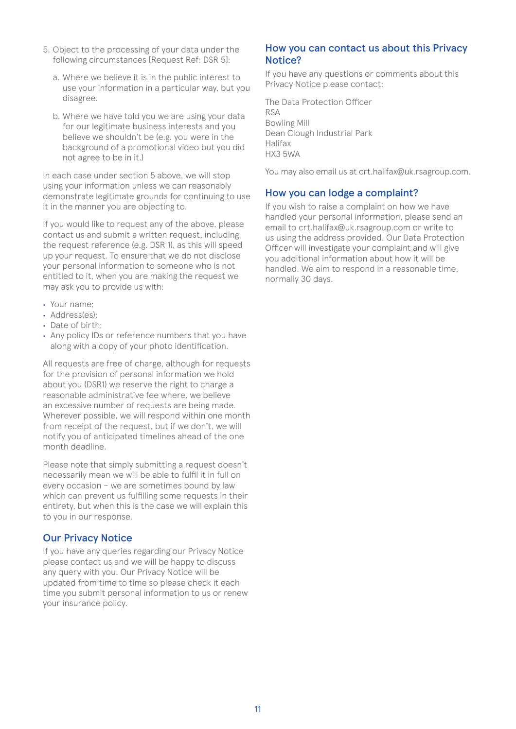5. Object to the processing of your data under the following circumstances [Request Ref: DSR 5]:

    a. Where we believe it is in the public interest to use your information in a particular way, but you disagree.

    b. Where we have told you we are using your data for our legitimate business interests and you believe we shouldn't be (e.g. you were in the background of a promotional video but you did not agree to be in it.)

In each case under section 5 above, we will stop using your information unless we can reasonably demonstrate legitimate grounds for continuing to use it in the manner you are objecting to.

If you would like to request any of the above, please contact us and submit a written request, including the request reference (e.g. DSR 1), as this will speed up your request. To ensure that we do not disclose your personal information to someone who is not entitled to it, when you are making the request we may ask you to provide us with:

- Your name;
- Address(es);
- Date of birth;
- Any policy IDs or reference numbers that you have along with a copy of your photo identification.

All requests are free of charge, although for requests for the provision of personal information we hold about you (DSR1) we reserve the right to charge a reasonable administrative fee where, we believe an excessive number of requests are being made. Wherever possible, we will respond within one month from receipt of the request, but if we don't, we will notify you of anticipated timelines ahead of the one month deadline.

Please note that simply submitting a request doesn't necessarily mean we will be able to fulfil it in full on every occasion – we are sometimes bound by law which can prevent us fulfilling some requests in their entirety, but when this is the case we will explain this to you in our response.

## Our Privacy Notice

If you have any queries regarding our Privacy Notice please contact us and we will be happy to discuss any query with you. Our Privacy Notice will be updated from time to time so please check it each time you submit personal information to us or renew your insurance policy.

## How you can contact us about this Privacy Notice?

If you have any questions or comments about this Privacy Notice please contact:

The Data Protection Officer
RSA
Bowling Mill
Dean Clough Industrial Park
Halifax
HX3 5WA

You may also email us at crt.halifax@uk.rsagroup.com.

## How you can lodge a complaint?

If you wish to raise a complaint on how we have handled your personal information, please send an email to crt.halifax@uk.rsagroup.com or write to us using the address provided. Our Data Protection Officer will investigate your complaint and will give you additional information about how it will be handled. We aim to respond in a reasonable time, normally 30 days.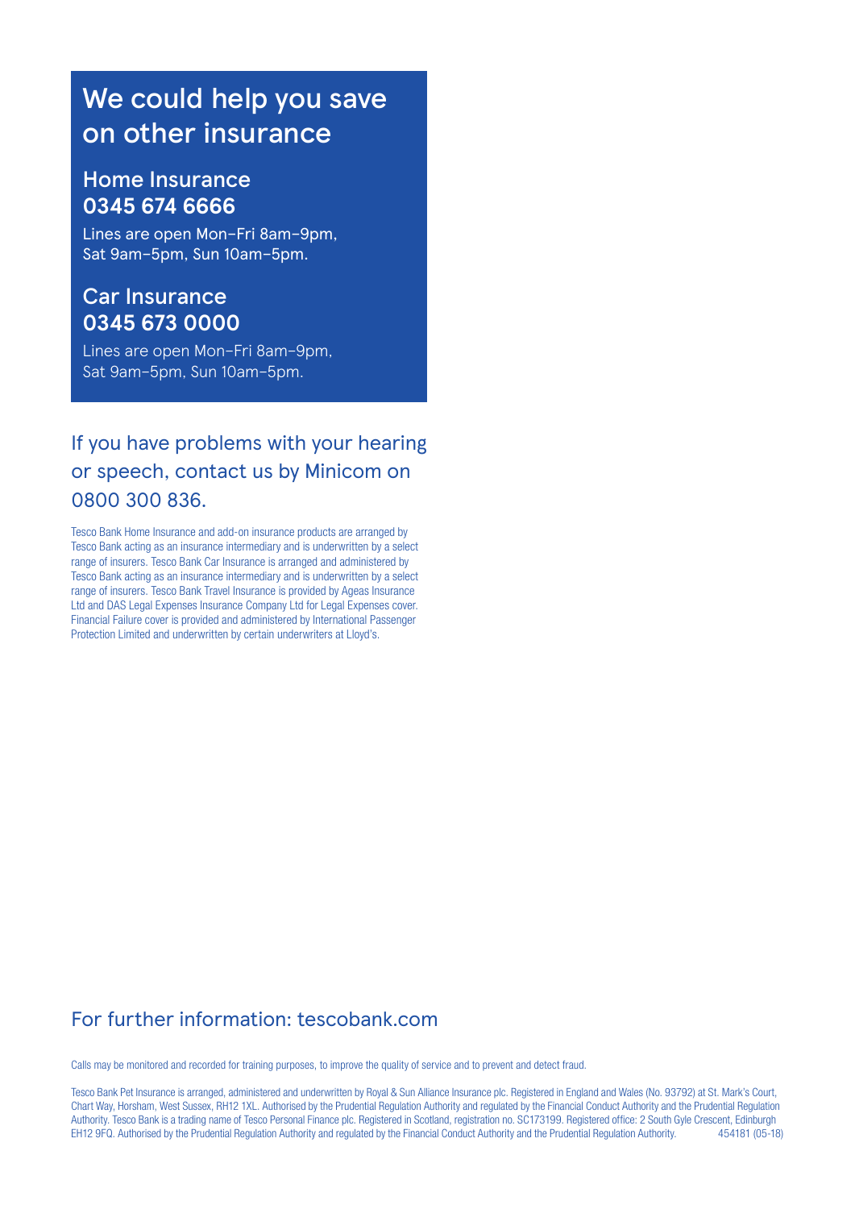## We could help you save on other insurance

### Home Insurance
**0345 674 6666**

Lines are open Mon–Fri 8am–9pm, Sat 9am–5pm, Sun 10am–5pm.

### Car Insurance
**0345 673 0000**

Lines are open Mon–Fri 8am–9pm, Sat 9am–5pm, Sun 10am–5pm.

### If you have problems with your hearing or speech, contact us by Minicom on 0800 300 836.

Tesco Bank Home Insurance and add-on insurance products are arranged by Tesco Bank acting as an insurance intermediary and is underwritten by a select range of insurers. Tesco Bank Car Insurance is arranged and administered by Tesco Bank acting as an insurance intermediary and is underwritten by a select range of insurers. Tesco Bank Travel Insurance is provided by Ageas Insurance Ltd and DAS Legal Expenses Insurance Company Ltd for Legal Expenses cover. Financial Failure cover is provided and administered by International Passenger Protection Limited and underwritten by certain underwriters at Lloyd's.

### For further information: tescobank.com

Calls may be monitored and recorded for training purposes, to improve the quality of service and to prevent and detect fraud.

Tesco Bank Pet Insurance is arranged, administered and underwritten by Royal & Sun Alliance Insurance plc. Registered in England and Wales (No. 93792) at St. Mark's Court, Chart Way, Horsham, West Sussex, RH12 1XL. Authorised by the Prudential Regulation Authority and regulated by the Financial Conduct Authority and the Prudential Regulation Authority. Tesco Bank is a trading name of Tesco Personal Finance plc. Registered in Scotland, registration no. SC173199. Registered office: 2 South Gyle Crescent, Edinburgh EH12 9FQ. Authorised by the Prudential Regulation Authority and regulated by the Financial Conduct Authority and the Prudential Regulation Authority. 454181 (05-18)